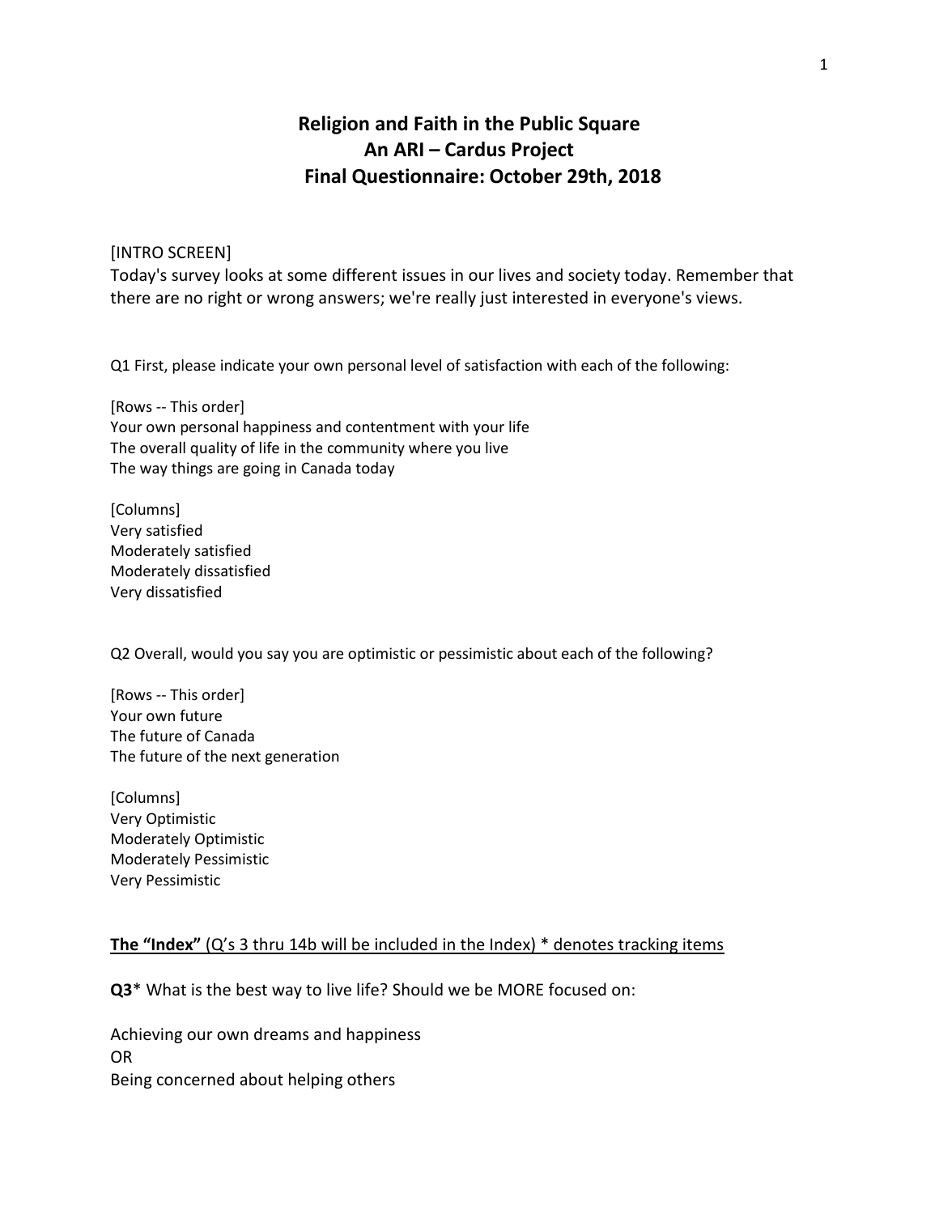# Religion and Faith in the Public Square
## An ARI – Cardus Project
## Final Questionnaire: October 29th, 2018

[INTRO SCREEN]
Today's survey looks at some different issues in our lives and society today. Remember that there are no right or wrong answers; we're really just interested in everyone's views.

Q1 First, please indicate your own personal level of satisfaction with each of the following:

[Rows -- This order]
Your own personal happiness and contentment with your life
The overall quality of life in the community where you live
The way things are going in Canada today

[Columns]
Very satisfied
Moderately satisfied
Moderately dissatisfied
Very dissatisfied

Q2 Overall, would you say you are optimistic or pessimistic about each of the following?

[Rows -- This order]
Your own future
The future of Canada
The future of the next generation

[Columns]
Very Optimistic
Moderately Optimistic
Moderately Pessimistic
Very Pessimistic

<u>**The "Index"** (Q's 3 thru 14b will be included in the Index) * denotes tracking items</u>

**Q3*** What is the best way to live life? Should we be MORE focused on:

Achieving our own dreams and happiness
OR
Being concerned about helping others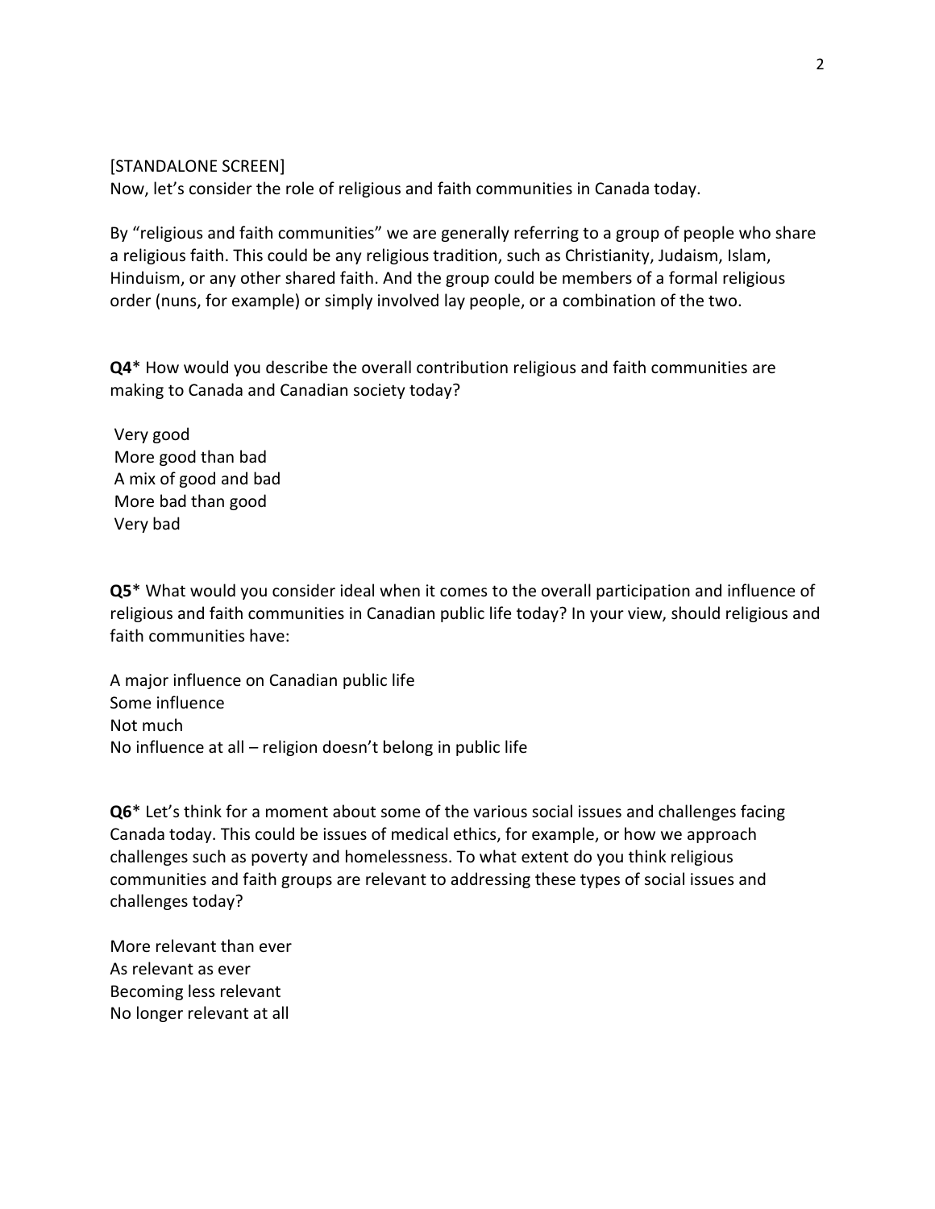[STANDALONE SCREEN]
Now, let's consider the role of religious and faith communities in Canada today.

By "religious and faith communities" we are generally referring to a group of people who share a religious faith. This could be any religious tradition, such as Christianity, Judaism, Islam, Hinduism, or any other shared faith. And the group could be members of a formal religious order (nuns, for example) or simply involved lay people, or a combination of the two.

**Q4*** How would you describe the overall contribution religious and faith communities are making to Canada and Canadian society today?

Very good
More good than bad
A mix of good and bad
More bad than good
Very bad

**Q5*** What would you consider ideal when it comes to the overall participation and influence of religious and faith communities in Canadian public life today? In your view, should religious and faith communities have:

A major influence on Canadian public life
Some influence
Not much
No influence at all – religion doesn't belong in public life

**Q6*** Let's think for a moment about some of the various social issues and challenges facing Canada today. This could be issues of medical ethics, for example, or how we approach challenges such as poverty and homelessness. To what extent do you think religious communities and faith groups are relevant to addressing these types of social issues and challenges today?

More relevant than ever
As relevant as ever
Becoming less relevant
No longer relevant at all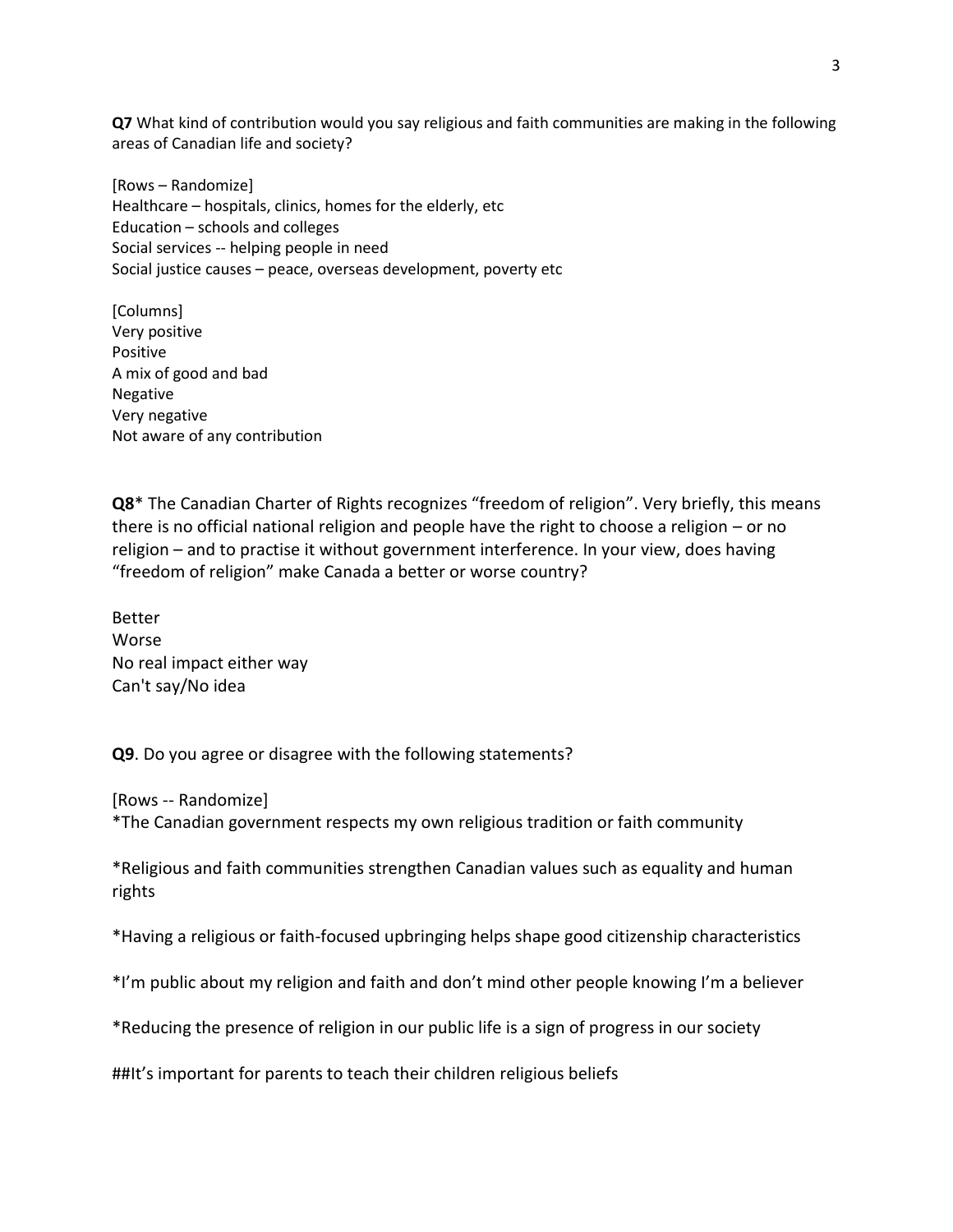**Q7** What kind of contribution would you say religious and faith communities are making in the following areas of Canadian life and society?

[Rows – Randomize]
Healthcare – hospitals, clinics, homes for the elderly, etc
Education – schools and colleges
Social services -- helping people in need
Social justice causes – peace, overseas development, poverty etc

[Columns]
Very positive
Positive
A mix of good and bad
Negative
Very negative
Not aware of any contribution

**Q8*** The Canadian Charter of Rights recognizes "freedom of religion". Very briefly, this means there is no official national religion and people have the right to choose a religion – or no religion – and to practise it without government interference. In your view, does having "freedom of religion" make Canada a better or worse country?

Better
Worse
No real impact either way
Can't say/No idea

**Q9**. Do you agree or disagree with the following statements?

[Rows -- Randomize]
*The Canadian government respects my own religious tradition or faith community

*Religious and faith communities strengthen Canadian values such as equality and human rights

*Having a religious or faith-focused upbringing helps shape good citizenship characteristics

*I'm public about my religion and faith and don't mind other people knowing I'm a believer

*Reducing the presence of religion in our public life is a sign of progress in our society

##It's important for parents to teach their children religious beliefs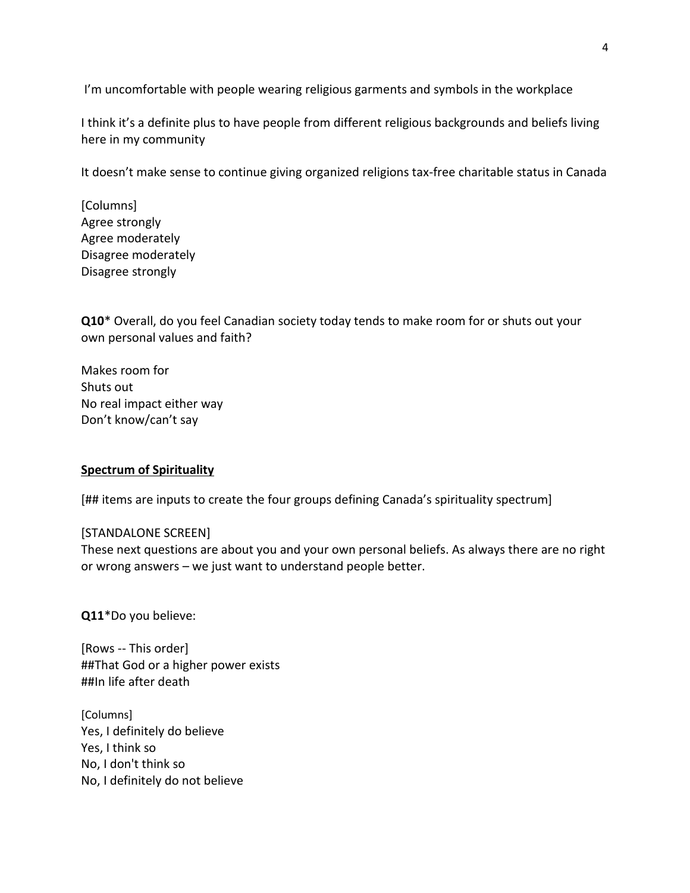I'm uncomfortable with people wearing religious garments and symbols in the workplace

I think it's a definite plus to have people from different religious backgrounds and beliefs living here in my community

It doesn't make sense to continue giving organized religions tax-free charitable status in Canada

[Columns]
Agree strongly
Agree moderately
Disagree moderately
Disagree strongly

**Q10*** Overall, do you feel Canadian society today tends to make room for or shuts out your own personal values and faith?

Makes room for
Shuts out
No real impact either way
Don't know/can't say

**<u>Spectrum of Spirituality</u>**

[## items are inputs to create the four groups defining Canada's spirituality spectrum]

[STANDALONE SCREEN]
These next questions are about you and your own personal beliefs. As always there are no right or wrong answers – we just want to understand people better.

**Q11***Do you believe:

[Rows -- This order]
##That God or a higher power exists
##In life after death

[Columns]
Yes, I definitely do believe
Yes, I think so
No, I don't think so
No, I definitely do not believe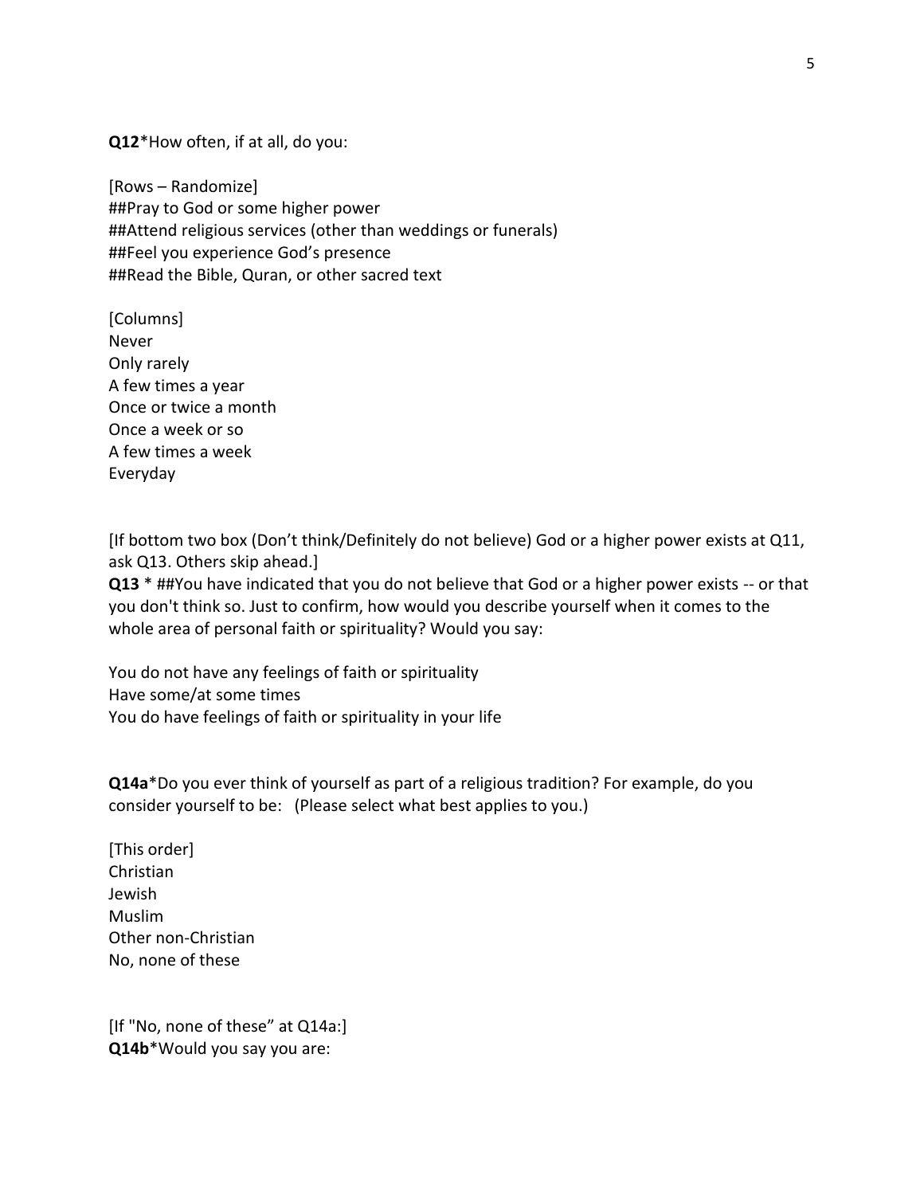**Q12***How often, if at all, do you:

[Rows – Randomize]
##Pray to God or some higher power
##Attend religious services (other than weddings or funerals)
##Feel you experience God's presence
##Read the Bible, Quran, or other sacred text

[Columns]
Never
Only rarely
A few times a year
Once or twice a month
Once a week or so
A few times a week
Everyday

[If bottom two box (Don't think/Definitely do not believe) God or a higher power exists at Q11, ask Q13. Others skip ahead.]
**Q13** * ##You have indicated that you do not believe that God or a higher power exists -- or that you don't think so. Just to confirm, how would you describe yourself when it comes to the whole area of personal faith or spirituality? Would you say:

You do not have any feelings of faith or spirituality
Have some/at some times
You do have feelings of faith or spirituality in your life

**Q14a***Do you ever think of yourself as part of a religious tradition? For example, do you consider yourself to be: (Please select what best applies to you.)

[This order]
Christian
Jewish
Muslim
Other non-Christian
No, none of these

[If "No, none of these" at Q14a:]
**Q14b***Would you say you are: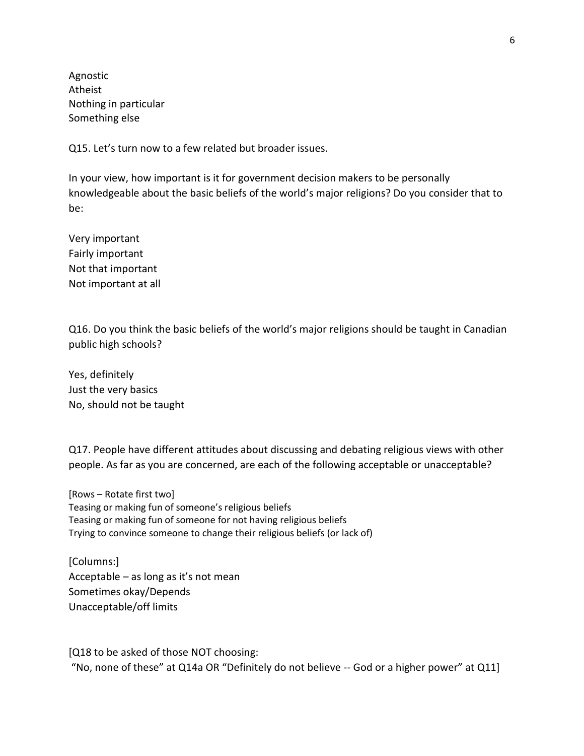Agnostic
Atheist
Nothing in particular
Something else

Q15. Let's turn now to a few related but broader issues.

In your view, how important is it for government decision makers to be personally knowledgeable about the basic beliefs of the world's major religions? Do you consider that to be:

Very important
Fairly important
Not that important
Not important at all

Q16. Do you think the basic beliefs of the world's major religions should be taught in Canadian public high schools?

Yes, definitely
Just the very basics
No, should not be taught

Q17. People have different attitudes about discussing and debating religious views with other people. As far as you are concerned, are each of the following acceptable or unacceptable?

[Rows – Rotate first two]
Teasing or making fun of someone's religious beliefs
Teasing or making fun of someone for not having religious beliefs
Trying to convince someone to change their religious beliefs (or lack of)

[Columns:]
Acceptable – as long as it's not mean
Sometimes okay/Depends
Unacceptable/off limits

[Q18 to be asked of those NOT choosing:
"No, none of these" at Q14a OR "Definitely do not believe -- God or a higher power" at Q11]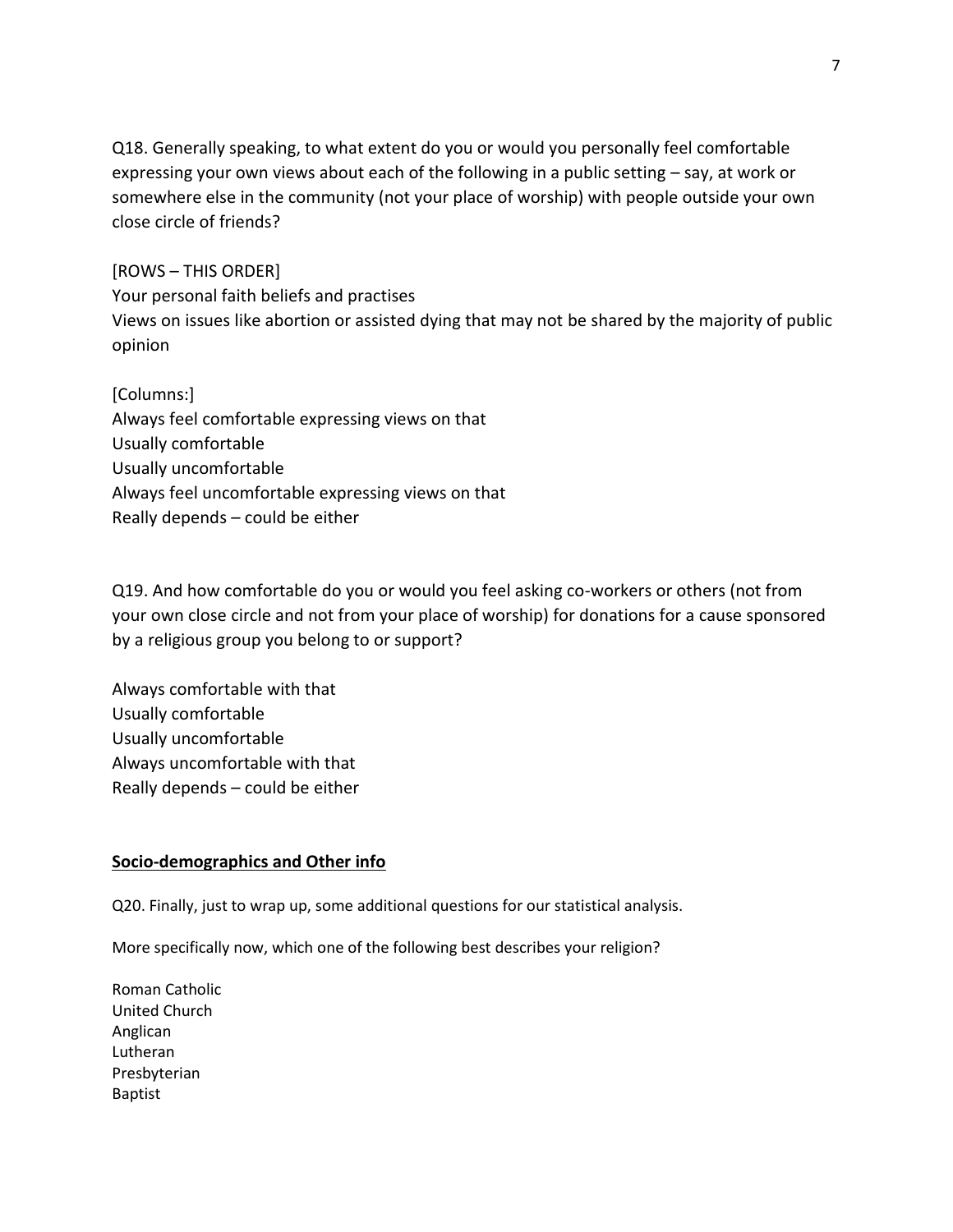Q18. Generally speaking, to what extent do you or would you personally feel comfortable expressing your own views about each of the following in a public setting – say, at work or somewhere else in the community (not your place of worship) with people outside your own close circle of friends?

[ROWS – THIS ORDER]
Your personal faith beliefs and practises
Views on issues like abortion or assisted dying that may not be shared by the majority of public opinion

[Columns:]
Always feel comfortable expressing views on that
Usually comfortable
Usually uncomfortable
Always feel uncomfortable expressing views on that
Really depends – could be either

Q19. And how comfortable do you or would you feel asking co-workers or others (not from your own close circle and not from your place of worship) for donations for a cause sponsored by a religious group you belong to or support?

Always comfortable with that
Usually comfortable
Usually uncomfortable
Always uncomfortable with that
Really depends – could be either

## Socio-demographics and Other info

Q20. Finally, just to wrap up, some additional questions for our statistical analysis.

More specifically now, which one of the following best describes your religion?

Roman Catholic
United Church
Anglican
Lutheran
Presbyterian
Baptist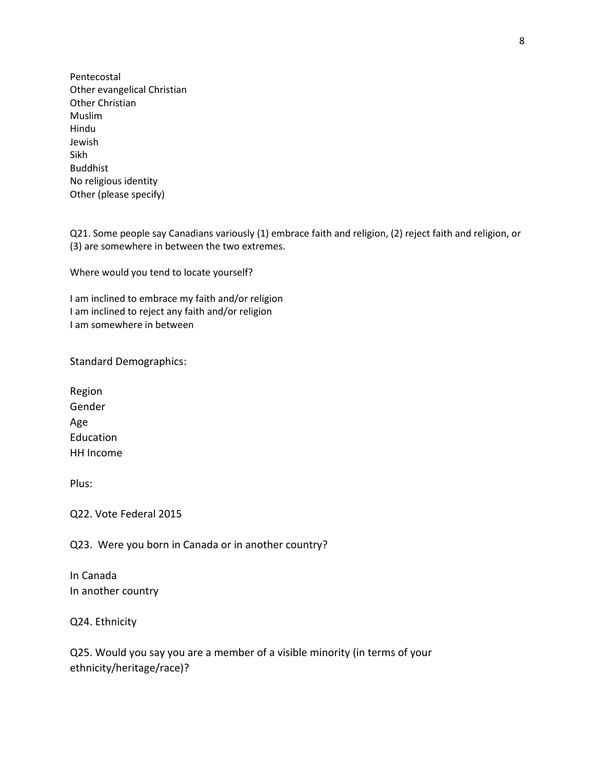Pentecostal
Other evangelical Christian
Other Christian
Muslim
Hindu
Jewish
Sikh
Buddhist
No religious identity
Other (please specify)

Q21. Some people say Canadians variously (1) embrace faith and religion, (2) reject faith and religion, or (3) are somewhere in between the two extremes.

Where would you tend to locate yourself?

I am inclined to embrace my faith and/or religion
I am inclined to reject any faith and/or religion
I am somewhere in between

Standard Demographics:

Region
Gender
Age
Education
HH Income

Plus:

Q22. Vote Federal 2015

Q23. Were you born in Canada or in another country?

In Canada
In another country

Q24. Ethnicity

Q25. Would you say you are a member of a visible minority (in terms of your ethnicity/heritage/race)?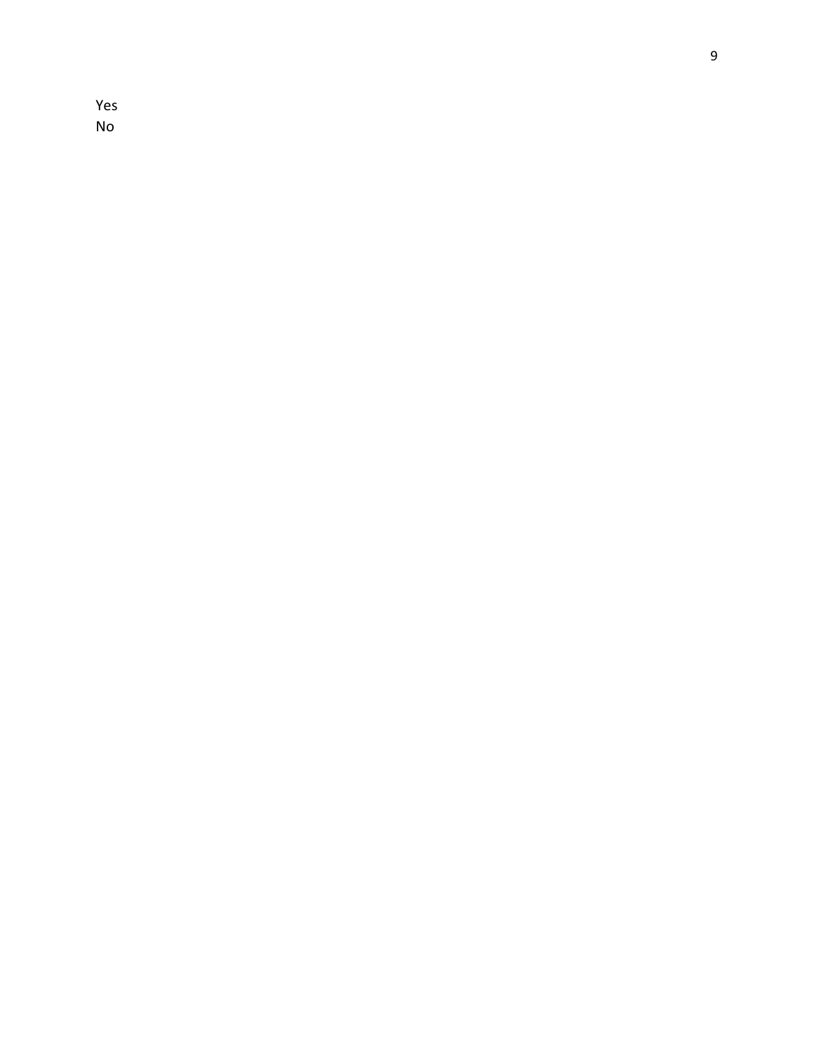Yes
No